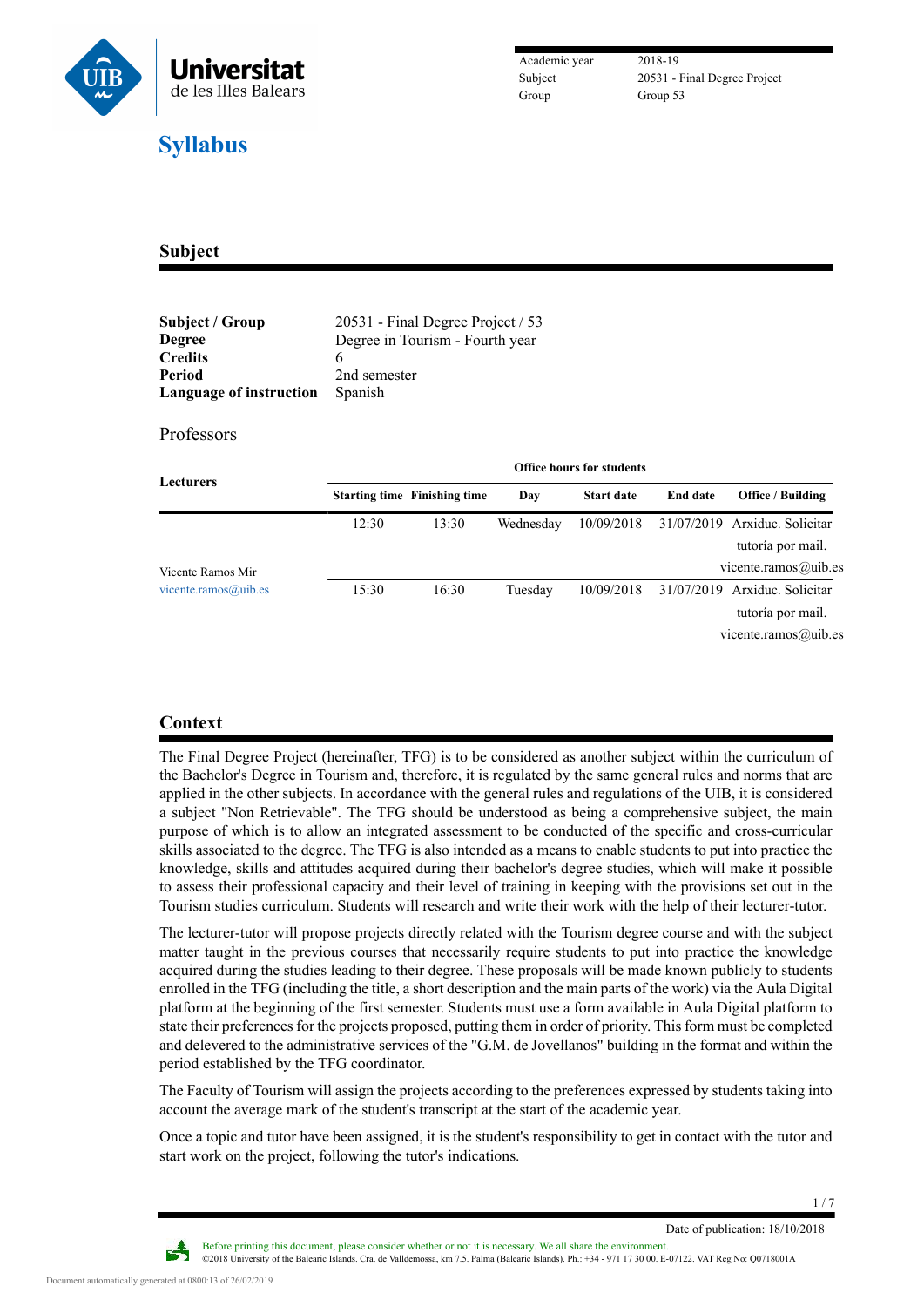| Academic year | 2018-19 |
|---|---|
| Subject | 20531 - Final Degree Project |
| Group | Group 53 |

# Syllabus

## Subject

**Subject / Group** 20531 - Final Degree Project / 53
**Degree** Degree in Tourism - Fourth year
**Credits** 6
**Period** 2nd semester
**Language of instruction** Spanish

### Professors

| Lecturers | Office hours for students | | | | | |
|---|---|---|---|---|---|---|
| | Starting time | Finishing time | Day | Start date | End date | Office / Building |
| Vicente Ramos Mir vicente.ramos@uib.es | 12:30 | 13:30 | Wednesday | 10/09/2018 | 31/07/2019 | Arxiduc. Solicitar tutoría por mail. vicente.ramos@uib.es |
| | 15:30 | 16:30 | Tuesday | 10/09/2018 | 31/07/2019 | Arxiduc. Solicitar tutoría por mail. vicente.ramos@uib.es |

## Context

The Final Degree Project (hereinafter, TFG) is to be considered as another subject within the curriculum of the Bachelor's Degree in Tourism and, therefore, it is regulated by the same general rules and norms that are applied in the other subjects. In accordance with the general rules and regulations of the UIB, it is considered a subject "Non Retrievable". The TFG should be understood as being a comprehensive subject, the main purpose of which is to allow an integrated assessment to be conducted of the specific and cross-curricular skills associated to the degree. The TFG is also intended as a means to enable students to put into practice the knowledge, skills and attitudes acquired during their bachelor's degree studies, which will make it possible to assess their professional capacity and their level of training in keeping with the provisions set out in the Tourism studies curriculum. Students will research and write their work with the help of their lecturer-tutor.

The lecturer-tutor will propose projects directly related with the Tourism degree course and with the subject matter taught in the previous courses that necessarily require students to put into practice the knowledge acquired during the studies leading to their degree. These proposals will be made known publicly to students enrolled in the TFG (including the title, a short description and the main parts of the work) via the Aula Digital platform at the beginning of the first semester. Students must use a form available in Aula Digital platform to state their preferences for the projects proposed, putting them in order of priority. This form must be completed and delevered to the administrative services of the "G.M. de Jovellanos" building in the format and within the period established by the TFG coordinator.

The Faculty of Tourism will assign the projects according to the preferences expressed by students taking into account the average mark of the student's transcript at the start of the academic year.

Once a topic and tutor have been assigned, it is the student's responsibility to get in contact with the tutor and start work on the project, following the tutor's indications.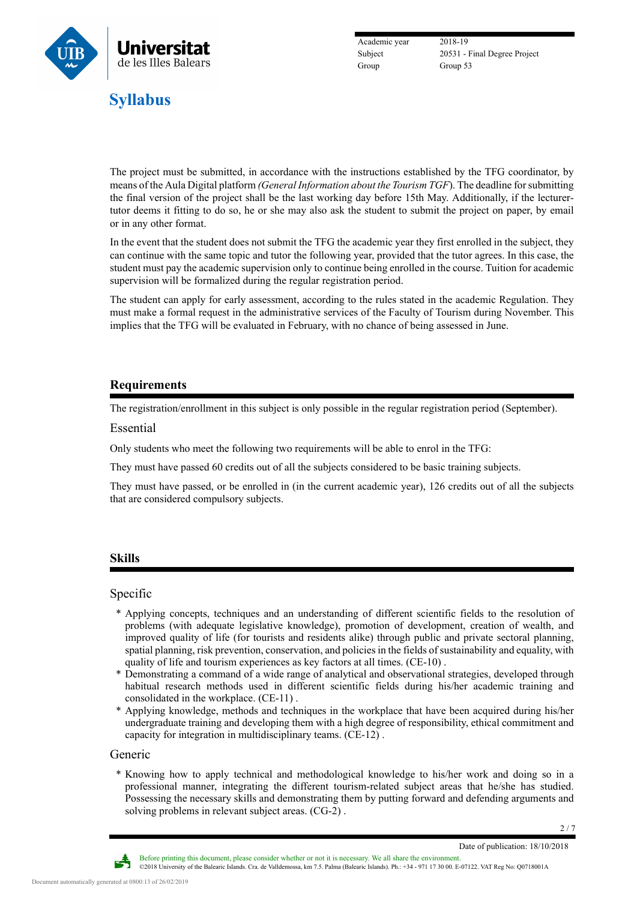The project must be submitted, in accordance with the instructions established by the TFG coordinator, by means of the Aula Digital platform *(General Information about the Tourism TGF*). The deadline for submitting the final version of the project shall be the last working day before 15th May. Additionally, if the lecturer-tutor deems it fitting to do so, he or she may also ask the student to submit the project on paper, by email or in any other format.

In the event that the student does not submit the TFG the academic year they first enrolled in the subject, they can continue with the same topic and tutor the following year, provided that the tutor agrees. In this case, the student must pay the academic supervision only to continue being enrolled in the course. Tuition for academic supervision will be formalized during the regular registration period.

The student can apply for early assessment, according to the rules stated in the academic Regulation. They must make a formal request in the administrative services of the Faculty of Tourism during November. This implies that the TFG will be evaluated in February, with no chance of being assessed in June.

## Requirements

The registration/enrollment in this subject is only possible in the regular registration period (September).

### Essential

Only students who meet the following two requirements will be able to enrol in the TFG:

They must have passed 60 credits out of all the subjects considered to be basic training subjects.

They must have passed, or be enrolled in (in the current academic year), 126 credits out of all the subjects that are considered compulsory subjects.

## Skills

### Specific

* Applying concepts, techniques and an understanding of different scientific fields to the resolution of problems (with adequate legislative knowledge), promotion of development, creation of wealth, and improved quality of life (for tourists and residents alike) through public and private sectoral planning, spatial planning, risk prevention, conservation, and policies in the fields of sustainability and equality, with quality of life and tourism experiences as key factors at all times. (CE-10) .
* Demonstrating a command of a wide range of analytical and observational strategies, developed through habitual research methods used in different scientific fields during his/her academic training and consolidated in the workplace. (CE-11) .
* Applying knowledge, methods and techniques in the workplace that have been acquired during his/her undergraduate training and developing them with a high degree of responsibility, ethical commitment and capacity for integration in multidisciplinary teams. (CE-12) .

### Generic

* Knowing how to apply technical and methodological knowledge to his/her work and doing so in a professional manner, integrating the different tourism-related subject areas that he/she has studied. Possessing the necessary skills and demonstrating them by putting forward and defending arguments and solving problems in relevant subject areas. (CG-2) .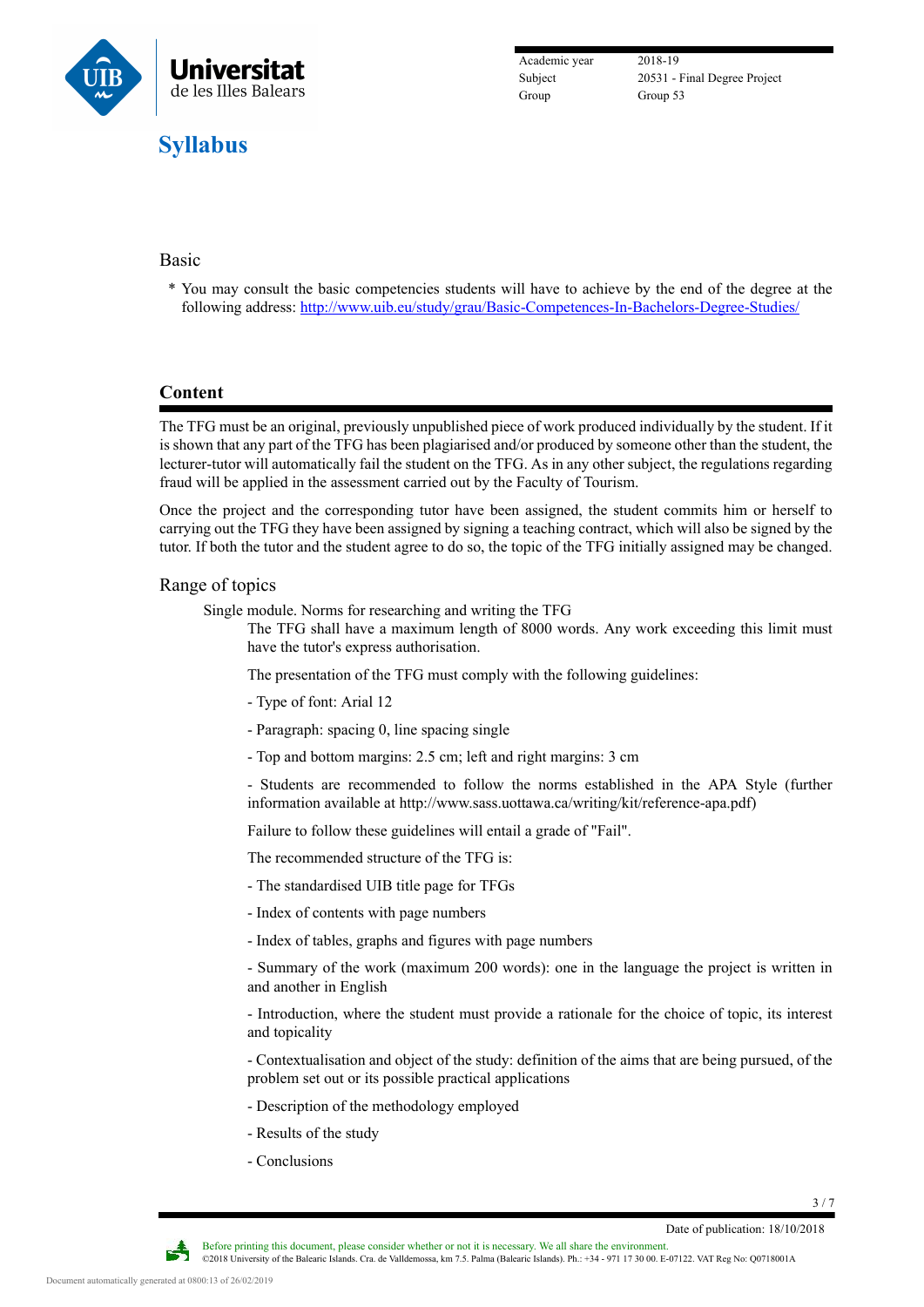### Basic

\* You may consult the basic competencies students will have to achieve by the end of the degree at the following address: [http://www.uib.eu/study/grau/Basic-Competences-In-Bachelors-Degree-Studies/](http://www.uib.eu/study/grau/Basic-Competences-In-Bachelors-Degree-Studies/)

## Content

The TFG must be an original, previously unpublished piece of work produced individually by the student. If it is shown that any part of the TFG has been plagiarised and/or produced by someone other than the student, the lecturer-tutor will automatically fail the student on the TFG. As in any other subject, the regulations regarding fraud will be applied in the assessment carried out by the Faculty of Tourism.

Once the project and the corresponding tutor have been assigned, the student commits him or herself to carrying out the TFG they have been assigned by signing a teaching contract, which will also be signed by the tutor. If both the tutor and the student agree to do so, the topic of the TFG initially assigned may be changed.

### Range of topics

Single module. Norms for researching and writing the TFG

The TFG shall have a maximum length of 8000 words. Any work exceeding this limit must have the tutor's express authorisation.

The presentation of the TFG must comply with the following guidelines:

- Type of font: Arial 12
- Paragraph: spacing 0, line spacing single
- Top and bottom margins: 2.5 cm; left and right margins: 3 cm
- Students are recommended to follow the norms established in the APA Style (further information available at http://www.sass.uottawa.ca/writing/kit/reference-apa.pdf)

Failure to follow these guidelines will entail a grade of "Fail".

The recommended structure of the TFG is:

- The standardised UIB title page for TFGs
- Index of contents with page numbers
- Index of tables, graphs and figures with page numbers
- Summary of the work (maximum 200 words): one in the language the project is written in and another in English
- Introduction, where the student must provide a rationale for the choice of topic, its interest and topicality
- Contextualisation and object of the study: definition of the aims that are being pursued, of the problem set out or its possible practical applications
- Description of the methodology employed
- Results of the study
- Conclusions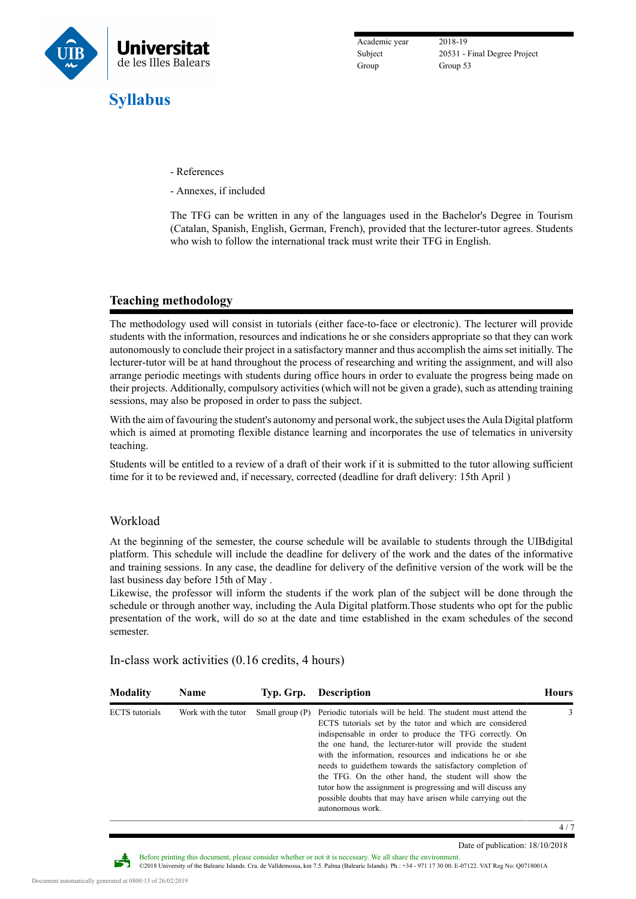- References

- Annexes, if included

The TFG can be written in any of the languages used in the Bachelor's Degree in Tourism (Catalan, Spanish, English, German, French), provided that the lecturer-tutor agrees. Students who wish to follow the international track must write their TFG in English.

## Teaching methodology

The methodology used will consist in tutorials (either face-to-face or electronic). The lecturer will provide students with the information, resources and indications he or she considers appropriate so that they can work autonomously to conclude their project in a satisfactory manner and thus accomplish the aims set initially. The lecturer-tutor will be at hand throughout the process of researching and writing the assignment, and will also arrange periodic meetings with students during office hours in order to evaluate the progress being made on their projects. Additionally, compulsory activities (which will not be given a grade), such as attending training sessions, may also be proposed in order to pass the subject.

With the aim of favouring the student's autonomy and personal work, the subject uses the Aula Digital platform which is aimed at promoting flexible distance learning and incorporates the use of telematics in university teaching.

Students will be entitled to a review of a draft of their work if it is submitted to the tutor allowing sufficient time for it to be reviewed and, if necessary, corrected (deadline for draft delivery: 15th April )

### Workload

At the beginning of the semester, the course schedule will be available to students through the UIBdigital platform. This schedule will include the deadline for delivery of the work and the dates of the informative and training sessions. In any case, the deadline for delivery of the definitive version of the work will be the last business day before 15th of May .
Likewise, the professor will inform the students if the work plan of the subject will be done through the schedule or through another way, including the Aula Digital platform.Those students who opt for the public presentation of the work, will do so at the date and time established in the exam schedules of the second semester.

### In-class work activities (0.16 credits, 4 hours)

| Modality | Name | Typ. Grp. | Description | Hours |
|---|---|---|---|---|
| ECTS tutorials | Work with the tutor | Small group (P) | Periodic tutorials will be held. The student must attend the ECTS tutorials set by the tutor and which are considered indispensable in order to produce the TFG correctly. On the one hand, the lecturer-tutor will provide the student with the information, resources and indications he or she needs to guidethem towards the satisfactory completion of the TFG. On the other hand, the student will show the tutor how the assignment is progressing and will discuss any possible doubts that may have arisen while carrying out the autonomous work. | 3 |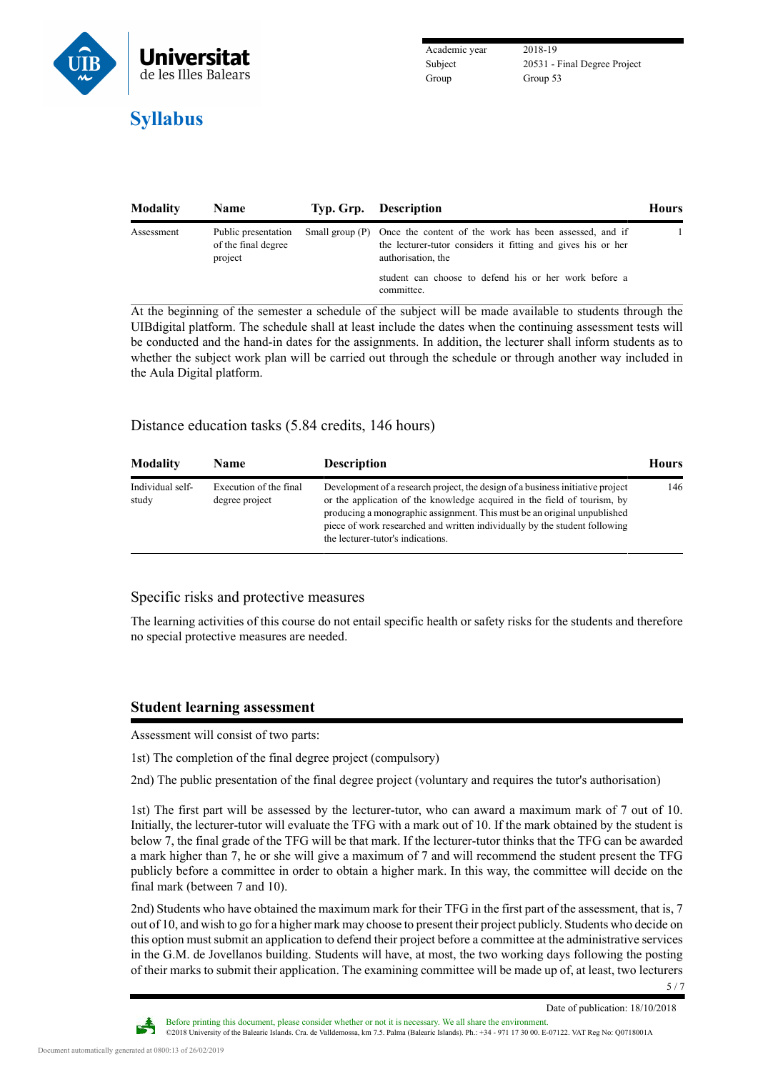| Modality | Name | Typ. Grp. | Description | Hours |
| --- | --- | --- | --- | --- |
| Assessment | Public presentation of the final degree project | Small group (P) | Once the content of the work has been assessed, and if the lecturer-tutor considers it fitting and gives his or her authorisation, the student can choose to defend his or her work before a committee. | 1 |

At the beginning of the semester a schedule of the subject will be made available to students through the UIBdigital platform. The schedule shall at least include the dates when the continuing assessment tests will be conducted and the hand-in dates for the assignments. In addition, the lecturer shall inform students as to whether the subject work plan will be carried out through the schedule or through another way included in the Aula Digital platform.

### Distance education tasks (5.84 credits, 146 hours)

| Modality | Name | Description | Hours |
| --- | --- | --- | --- |
| Individual self-study | Execution of the final degree project | Development of a research project, the design of a business initiative project or the application of the knowledge acquired in the field of tourism, by producing a monographic assignment. This must be an original unpublished piece of work researched and written individually by the student following the lecturer-tutor's indications. | 146 |

### Specific risks and protective measures

The learning activities of this course do not entail specific health or safety risks for the students and therefore no special protective measures are needed.

## Student learning assessment

Assessment will consist of two parts:

1st) The completion of the final degree project (compulsory)

2nd) The public presentation of the final degree project (voluntary and requires the tutor's authorisation)

1st) The first part will be assessed by the lecturer-tutor, who can award a maximum mark of 7 out of 10. Initially, the lecturer-tutor will evaluate the TFG with a mark out of 10. If the mark obtained by the student is below 7, the final grade of the TFG will be that mark. If the lecturer-tutor thinks that the TFG can be awarded a mark higher than 7, he or she will give a maximum of 7 and will recommend the student present the TFG publicly before a committee in order to obtain a higher mark. In this way, the committee will decide on the final mark (between 7 and 10).

2nd) Students who have obtained the maximum mark for their TFG in the first part of the assessment, that is, 7 out of 10, and wish to go for a higher mark may choose to present their project publicly. Students who decide on this option must submit an application to defend their project before a committee at the administrative services in the G.M. de Jovellanos building. Students will have, at most, the two working days following the posting of their marks to submit their application. The examining committee will be made up of, at least, two lecturers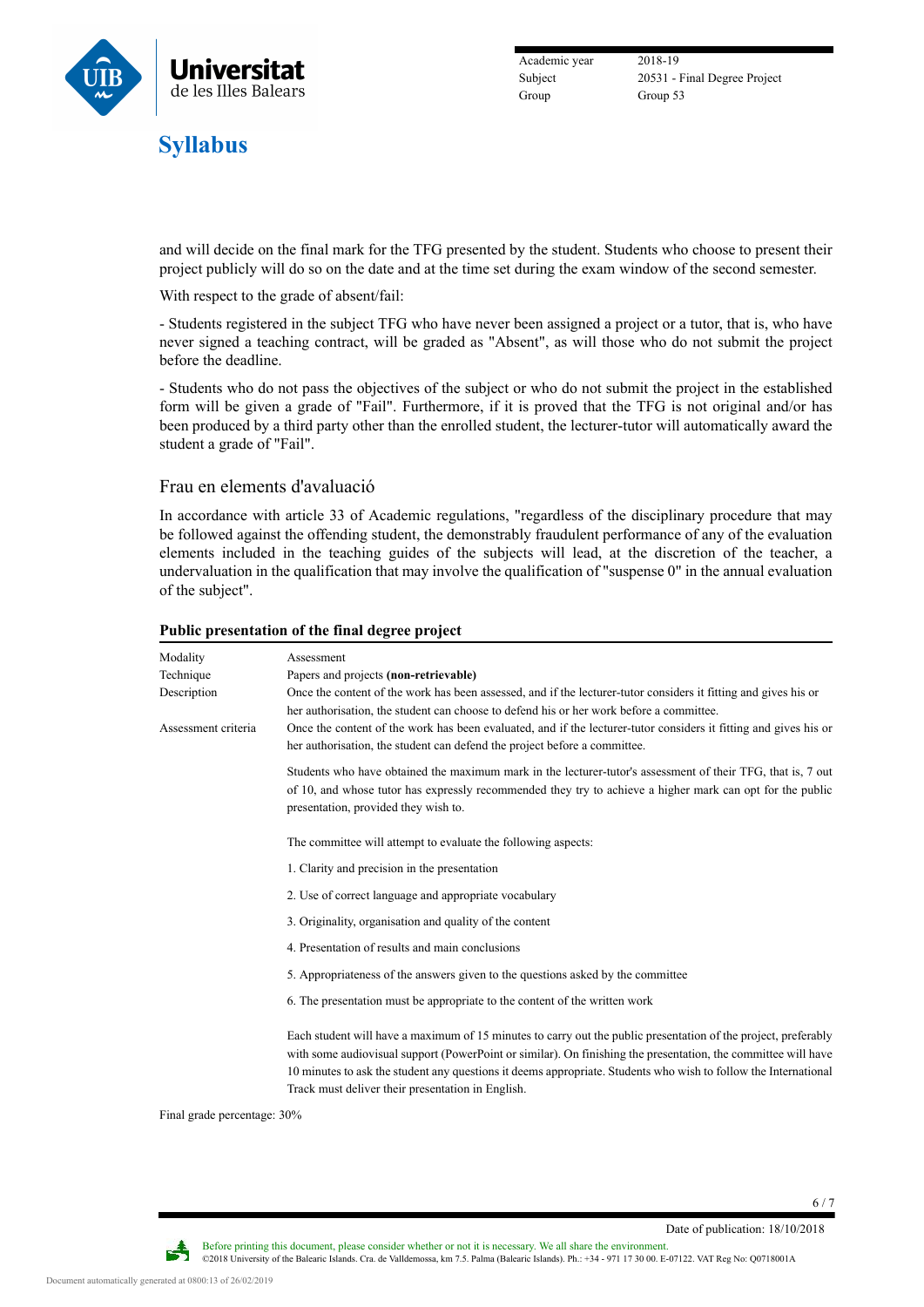and will decide on the final mark for the TFG presented by the student. Students who choose to present their project publicly will do so on the date and at the time set during the exam window of the second semester.

With respect to the grade of absent/fail:

- Students registered in the subject TFG who have never been assigned a project or a tutor, that is, who have never signed a teaching contract, will be graded as "Absent", as will those who do not submit the project before the deadline.

- Students who do not pass the objectives of the subject or who do not submit the project in the established form will be given a grade of "Fail". Furthermore, if it is proved that the TFG is not original and/or has been produced by a third party other than the enrolled student, the lecturer-tutor will automatically award the student a grade of "Fail".

## Frau en elements d'avaluació

In accordance with article 33 of Academic regulations, "regardless of the disciplinary procedure that may be followed against the offending student, the demonstrably fraudulent performance of any of the evaluation elements included in the teaching guides of the subjects will lead, at the discretion of the teacher, a undervaluation in the qualification that may involve the qualification of "suspense 0" in the annual evaluation of the subject".

### Public presentation of the final degree project

| | |
|---|---|
| Modality | Assessment |
| Technique | Papers and projects **(non-retrievable)** |
| Description | Once the content of the work has been assessed, and if the lecturer-tutor considers it fitting and gives his or her authorisation, the student can choose to defend his or her work before a committee. |
| Assessment criteria | Once the content of the work has been evaluated, and if the lecturer-tutor considers it fitting and gives his or her authorisation, the student can defend the project before a committee. |

Students who have obtained the maximum mark in the lecturer-tutor's assessment of their TFG, that is, 7 out of 10, and whose tutor has expressly recommended they try to achieve a higher mark can opt for the public presentation, provided they wish to.

The committee will attempt to evaluate the following aspects:

1. Clarity and precision in the presentation
2. Use of correct language and appropriate vocabulary
3. Originality, organisation and quality of the content
4. Presentation of results and main conclusions
5. Appropriateness of the answers given to the questions asked by the committee
6. The presentation must be appropriate to the content of the written work

Each student will have a maximum of 15 minutes to carry out the public presentation of the project, preferably with some audiovisual support (PowerPoint or similar). On finishing the presentation, the committee will have 10 minutes to ask the student any questions it deems appropriate. Students who wish to follow the International Track must deliver their presentation in English.

Final grade percentage: 30%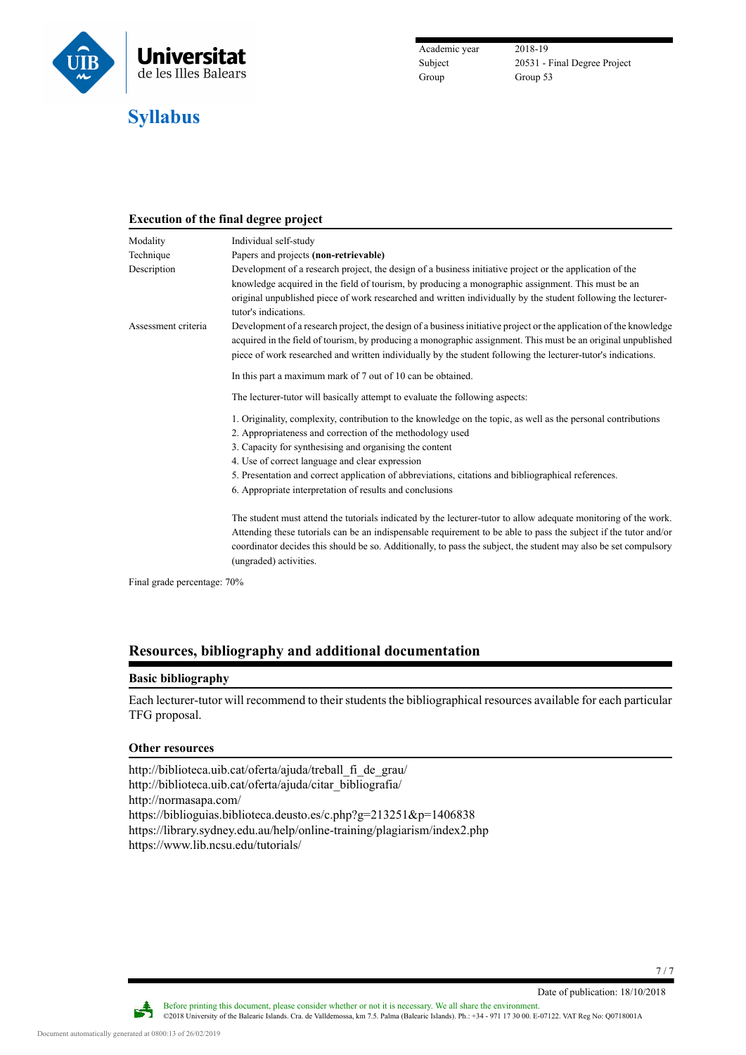### Execution of the final degree project

| | |
|---|---|
| Modality | Individual self-study |
| Technique | Papers and projects **(non-retrievable)** |
| Description | Development of a research project, the design of a business initiative project or the application of the knowledge acquired in the field of tourism, by producing a monographic assignment. This must be an original unpublished piece of work researched and written individually by the student following the lecturer-tutor's indications. |
| Assessment criteria | Development of a research project, the design of a business initiative project or the application of the knowledge acquired in the field of tourism, by producing a monographic assignment. This must be an original unpublished piece of work researched and written individually by the student following the lecturer-tutor's indications.<br><br>In this part a maximum mark of 7 out of 10 can be obtained.<br><br>The lecturer-tutor will basically attempt to evaluate the following aspects:<br><br>1. Originality, complexity, contribution to the knowledge on the topic, as well as the personal contributions<br>2. Appropriateness and correction of the methodology used<br>3. Capacity for synthesising and organising the content<br>4. Use of correct language and clear expression<br>5. Presentation and correct application of abbreviations, citations and bibliographical references.<br>6. Appropriate interpretation of results and conclusions<br><br>The student must attend the tutorials indicated by the lecturer-tutor to allow adequate monitoring of the work. Attending these tutorials can be an indispensable requirement to be able to pass the subject if the tutor and/or coordinator decides this should be so. Additionally, to pass the subject, the student may also be set compulsory (ungraded) activities. |

Final grade percentage: 70%

## Resources, bibliography and additional documentation

### Basic bibliography

Each lecturer-tutor will recommend to their students the bibliographical resources available for each particular TFG proposal.

### Other resources

http://biblioteca.uib.cat/oferta/ajuda/treball_fi_de_grau/
http://biblioteca.uib.cat/oferta/ajuda/citar_bibliografia/
http://normasapa.com/
https://biblioguias.biblioteca.deusto.es/c.php?g=213251&p=1406838
https://library.sydney.edu.au/help/online-training/plagiarism/index2.php
https://www.lib.ncsu.edu/tutorials/